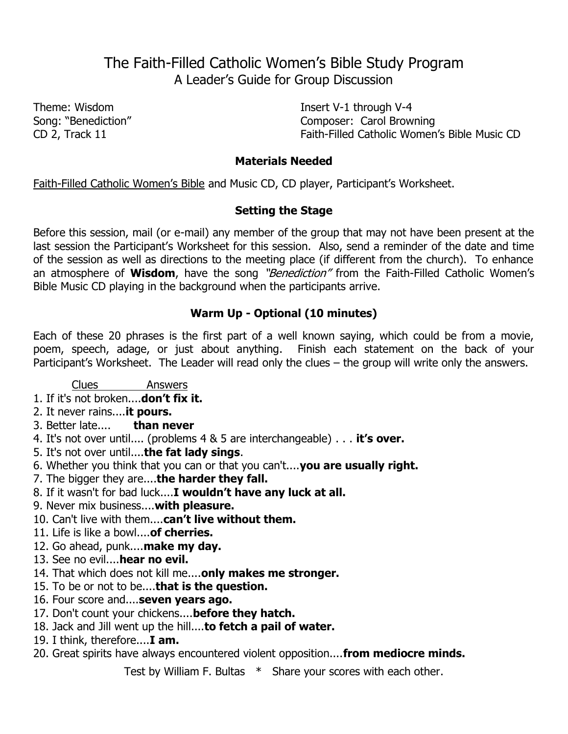# The Faith-Filled Catholic Women's Bible Study Program

## A Leader's Guide for Group Discussion

Theme: Wisdom
Song: "Benediction"
CD 2, Track 11

Insert V-1 through V-4
Composer: Carol Browning
Faith-Filled Catholic Women's Bible Music CD

### Materials Needed

Faith-Filled Catholic Women's Bible and Music CD, CD player, Participant's Worksheet.

### Setting the Stage

Before this session, mail (or e-mail) any member of the group that may not have been present at the last session the Participant's Worksheet for this session. Also, send a reminder of the date and time of the session as well as directions to the meeting place (if different from the church). To enhance an atmosphere of **Wisdom**, have the song *"Benediction"* from the Faith-Filled Catholic Women's Bible Music CD playing in the background when the participants arrive.

### Warm Up - Optional (10 minutes)

Each of these 20 phrases is the first part of a well known saying, which could be from a movie, poem, speech, adage, or just about anything. Finish each statement on the back of your Participant's Worksheet. The Leader will read only the clues – the group will write only the answers.

Clues Answers

1. If it's not broken....**don't fix it.**
2. It never rains....**it pours.**
3. Better late.... **than never**
4. It's not over until.... (problems 4 & 5 are interchangeable) . . . **it's over.**
5. It's not over until....**the fat lady sings**.
6. Whether you think that you can or that you can't....**you are usually right.**
7. The bigger they are....**the harder they fall.**
8. If it wasn't for bad luck....**I wouldn't have any luck at all.**
9. Never mix business....**with pleasure.**
10. Can't live with them....**can't live without them.**
11. Life is like a bowl....**of cherries.**
12. Go ahead, punk....**make my day.**
13. See no evil....**hear no evil.**
14. That which does not kill me....**only makes me stronger.**
15. To be or not to be....**that is the question.**
16. Four score and....**seven years ago.**
17. Don't count your chickens....**before they hatch.**
18. Jack and Jill went up the hill....**to fetch a pail of water.**
19. I think, therefore....**I am.**
20. Great spirits have always encountered violent opposition....**from mediocre minds.**

Test by William F. Bultas * Share your scores with each other.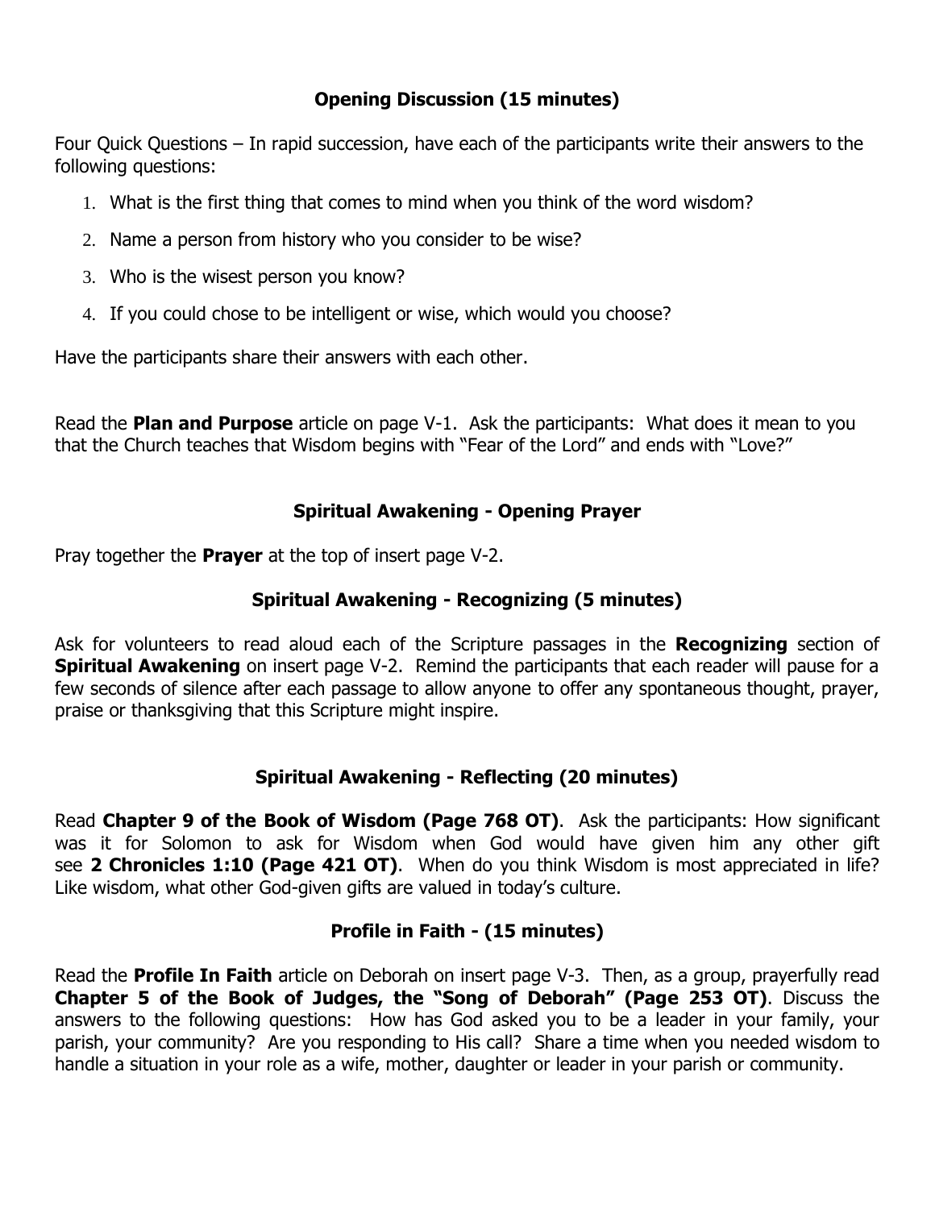## Opening Discussion (15 minutes)

Four Quick Questions – In rapid succession, have each of the participants write their answers to the following questions:

1. What is the first thing that comes to mind when you think of the word wisdom?
2. Name a person from history who you consider to be wise?
3. Who is the wisest person you know?
4. If you could chose to be intelligent or wise, which would you choose?

Have the participants share their answers with each other.

Read the **Plan and Purpose** article on page V-1. Ask the participants: What does it mean to you that the Church teaches that Wisdom begins with "Fear of the Lord" and ends with "Love?"

## Spiritual Awakening - Opening Prayer

Pray together the **Prayer** at the top of insert page V-2.

## Spiritual Awakening - Recognizing (5 minutes)

Ask for volunteers to read aloud each of the Scripture passages in the **Recognizing** section of **Spiritual Awakening** on insert page V-2. Remind the participants that each reader will pause for a few seconds of silence after each passage to allow anyone to offer any spontaneous thought, prayer, praise or thanksgiving that this Scripture might inspire.

## Spiritual Awakening - Reflecting (20 minutes)

Read **Chapter 9 of the Book of Wisdom (Page 768 OT)**. Ask the participants: How significant was it for Solomon to ask for Wisdom when God would have given him any other gift see **2 Chronicles 1:10 (Page 421 OT)**. When do you think Wisdom is most appreciated in life? Like wisdom, what other God-given gifts are valued in today's culture.

## Profile in Faith - (15 minutes)

Read the **Profile In Faith** article on Deborah on insert page V-3. Then, as a group, prayerfully read **Chapter 5 of the Book of Judges, the "Song of Deborah" (Page 253 OT)**. Discuss the answers to the following questions: How has God asked you to be a leader in your family, your parish, your community? Are you responding to His call? Share a time when you needed wisdom to handle a situation in your role as a wife, mother, daughter or leader in your parish or community.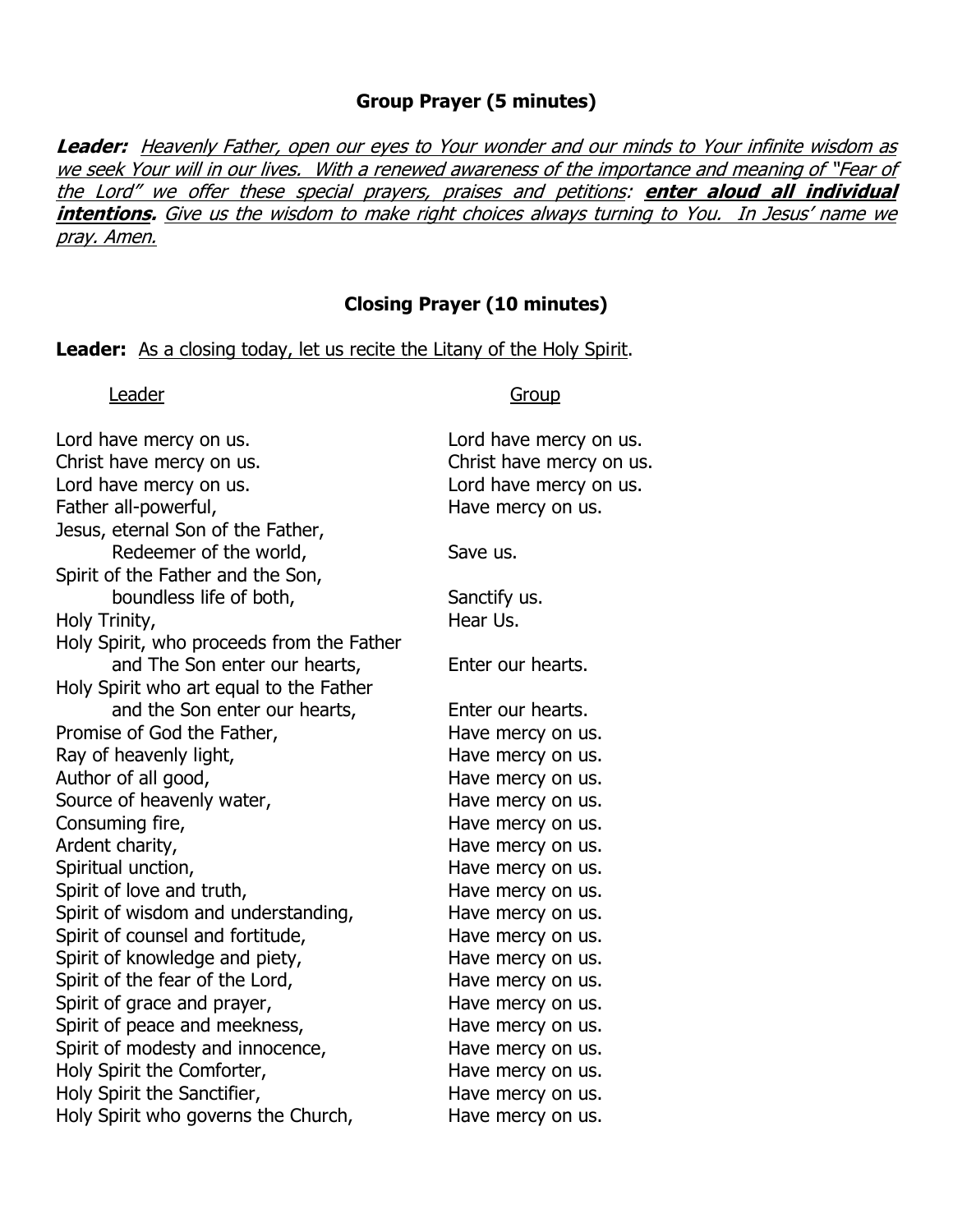### Group Prayer (5 minutes)

***Leader:*** *Heavenly Father, open our eyes to Your wonder and our minds to Your infinite wisdom as we seek Your will in our lives. With a renewed awareness of the importance and meaning of "Fear of the Lord" we offer these special prayers, praises and petitions:* ***enter aloud all individual intentions.*** *Give us the wisdom to make right choices always turning to You. In Jesus' name we pray. Amen.*

### Closing Prayer (10 minutes)

**Leader:** As a closing today, let us recite the Litany of the Holy Spirit.

| Leader | Group |
|---|---|
| Lord have mercy on us. | Lord have mercy on us. |
| Christ have mercy on us. | Christ have mercy on us. |
| Lord have mercy on us. | Lord have mercy on us. |
| Father all-powerful, | Have mercy on us. |
| Jesus, eternal Son of the Father, Redeemer of the world, | Save us. |
| Spirit of the Father and the Son, boundless life of both, | Sanctify us. |
| Holy Trinity, | Hear Us. |
| Holy Spirit, who proceeds from the Father and The Son enter our hearts, | Enter our hearts. |
| Holy Spirit who art equal to the Father and the Son enter our hearts, | Enter our hearts. |
| Promise of God the Father, | Have mercy on us. |
| Ray of heavenly light, | Have mercy on us. |
| Author of all good, | Have mercy on us. |
| Source of heavenly water, | Have mercy on us. |
| Consuming fire, | Have mercy on us. |
| Ardent charity, | Have mercy on us. |
| Spiritual unction, | Have mercy on us. |
| Spirit of love and truth, | Have mercy on us. |
| Spirit of wisdom and understanding, | Have mercy on us. |
| Spirit of counsel and fortitude, | Have mercy on us. |
| Spirit of knowledge and piety, | Have mercy on us. |
| Spirit of the fear of the Lord, | Have mercy on us. |
| Spirit of grace and prayer, | Have mercy on us. |
| Spirit of peace and meekness, | Have mercy on us. |
| Spirit of modesty and innocence, | Have mercy on us. |
| Holy Spirit the Comforter, | Have mercy on us. |
| Holy Spirit the Sanctifier, | Have mercy on us. |
| Holy Spirit who governs the Church, | Have mercy on us. |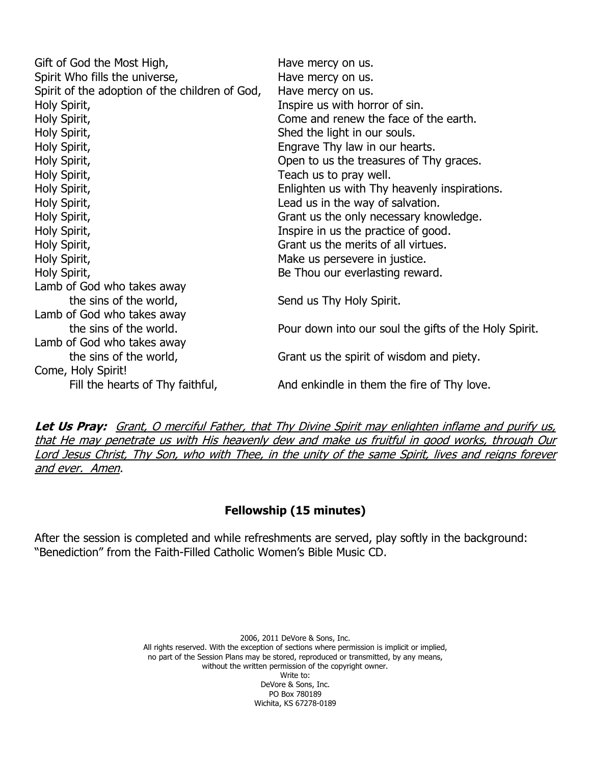Gift of God the Most High, Have mercy on us.
Spirit Who fills the universe, Have mercy on us.
Spirit of the adoption of the children of God, Have mercy on us.
Holy Spirit, Inspire us with horror of sin.
Holy Spirit, Come and renew the face of the earth.
Holy Spirit, Shed the light in our souls.
Holy Spirit, Engrave Thy law in our hearts.
Holy Spirit, Open to us the treasures of Thy graces.
Holy Spirit, Teach us to pray well.
Holy Spirit, Enlighten us with Thy heavenly inspirations.
Holy Spirit, Lead us in the way of salvation.
Holy Spirit, Grant us the only necessary knowledge.
Holy Spirit, Inspire in us the practice of good.
Holy Spirit, Grant us the merits of all virtues.
Holy Spirit, Make us persevere in justice.
Holy Spirit, Be Thou our everlasting reward.
Lamb of God who takes away the sins of the world, Send us Thy Holy Spirit.
Lamb of God who takes away the sins of the world. Pour down into our soul the gifts of the Holy Spirit.
Lamb of God who takes away the sins of the world, Grant us the spirit of wisdom and piety.
Come, Holy Spirit!
Fill the hearts of Thy faithful, And enkindle in them the fire of Thy love.

***Let Us Pray:*** *Grant, O merciful Father, that Thy Divine Spirit may enlighten inflame and purify us, that He may penetrate us with His heavenly dew and make us fruitful in good works, through Our Lord Jesus Christ, Thy Son, who with Thee, in the unity of the same Spirit, lives and reigns forever and ever. Amen.*

## Fellowship (15 minutes)

After the session is completed and while refreshments are served, play softly in the background: "Benediction" from the Faith-Filled Catholic Women's Bible Music CD.

2006, 2011 DeVore & Sons, Inc.
All rights reserved. With the exception of sections where permission is implicit or implied, no part of the Session Plans may be stored, reproduced or transmitted, by any means, without the written permission of the copyright owner.
Write to:
DeVore & Sons, Inc.
PO Box 780189
Wichita, KS 67278-0189